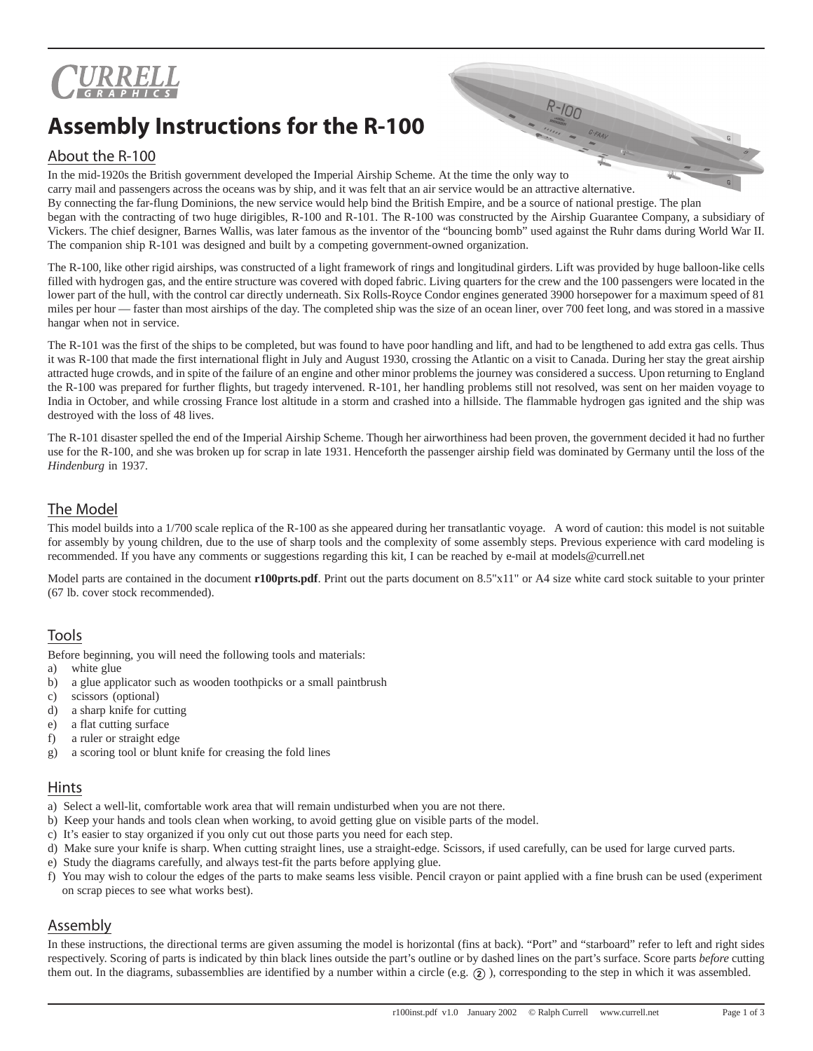CURRELL GRAPHICS

# Assembly Instructions for the R-100

## About the R-100

In the mid-1920s the British government developed the Imperial Airship Scheme. At the time the only way to carry mail and passengers across the oceans was by ship, and it was felt that an air service would be an attractive alternative. By connecting the far-flung Dominions, the new service would help bind the British Empire, and be a source of national prestige. The plan began with the contracting of two huge dirigibles, R-100 and R-101. The R-100 was constructed by the Airship Guarantee Company, a subsidiary of Vickers. The chief designer, Barnes Wallis, was later famous as the inventor of the "bouncing bomb" used against the Ruhr dams during World War II. The companion ship R-101 was designed and built by a competing government-owned organization.

The R-100, like other rigid airships, was constructed of a light framework of rings and longitudinal girders. Lift was provided by huge balloon-like cells filled with hydrogen gas, and the entire structure was covered with doped fabric. Living quarters for the crew and the 100 passengers were located in the lower part of the hull, with the control car directly underneath. Six Rolls-Royce Condor engines generated 3900 horsepower for a maximum speed of 81 miles per hour — faster than most airships of the day. The completed ship was the size of an ocean liner, over 700 feet long, and was stored in a massive hangar when not in service.

The R-101 was the first of the ships to be completed, but was found to have poor handling and lift, and had to be lengthened to add extra gas cells. Thus it was R-100 that made the first international flight in July and August 1930, crossing the Atlantic on a visit to Canada. During her stay the great airship attracted huge crowds, and in spite of the failure of an engine and other minor problems the journey was considered a success. Upon returning to England the R-100 was prepared for further flights, but tragedy intervened. R-101, her handling problems still not resolved, was sent on her maiden voyage to India in October, and while crossing France lost altitude in a storm and crashed into a hillside. The flammable hydrogen gas ignited and the ship was destroyed with the loss of 48 lives.

The R-101 disaster spelled the end of the Imperial Airship Scheme. Though her airworthiness had been proven, the government decided it had no further use for the R-100, and she was broken up for scrap in late 1931. Henceforth the passenger airship field was dominated by Germany until the loss of the *Hindenburg* in 1937.

## The Model

This model builds into a 1/700 scale replica of the R-100 as she appeared during her transatlantic voyage. A word of caution: this model is not suitable for assembly by young children, due to the use of sharp tools and the complexity of some assembly steps. Previous experience with card modeling is recommended. If you have any comments or suggestions regarding this kit, I can be reached by e-mail at models@currell.net

Model parts are contained in the document **r100prts.pdf**. Print out the parts document on 8.5"x11" or A4 size white card stock suitable to your printer (67 lb. cover stock recommended).

## Tools

Before beginning, you will need the following tools and materials:

a) white glue
b) a glue applicator such as wooden toothpicks or a small paintbrush
c) scissors (optional)
d) a sharp knife for cutting
e) a flat cutting surface
f) a ruler or straight edge
g) a scoring tool or blunt knife for creasing the fold lines

## Hints

a) Select a well-lit, comfortable work area that will remain undisturbed when you are not there.
b) Keep your hands and tools clean when working, to avoid getting glue on visible parts of the model.
c) It's easier to stay organized if you only cut out those parts you need for each step.
d) Make sure your knife is sharp. When cutting straight lines, use a straight-edge. Scissors, if used carefully, can be used for large curved parts.
e) Study the diagrams carefully, and always test-fit the parts before applying glue.
f) You may wish to colour the edges of the parts to make seams less visible. Pencil crayon or paint applied with a fine brush can be used (experiment on scrap pieces to see what works best).

## Assembly

In these instructions, the directional terms are given assuming the model is horizontal (fins at back). "Port" and "starboard" refer to left and right sides respectively. Scoring of parts is indicated by thin black lines outside the part's outline or by dashed lines on the part's surface. Score parts *before* cutting them out. In the diagrams, subassemblies are identified by a number within a circle (e.g. ②), corresponding to the step in which it was assembled.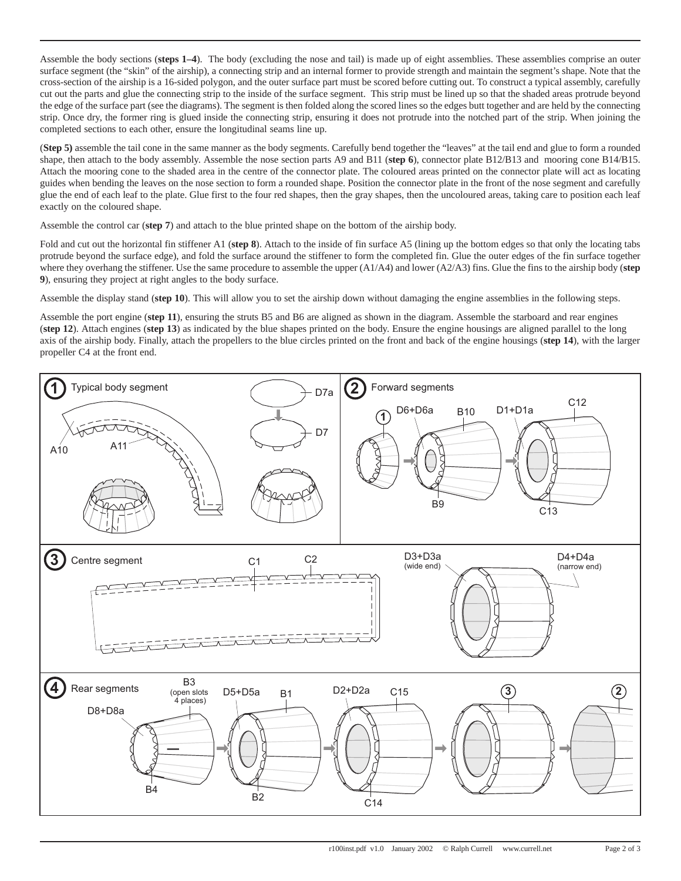Assemble the body sections (**steps 1–4**). The body (excluding the nose and tail) is made up of eight assemblies. These assemblies comprise an outer surface segment (the "skin" of the airship), a connecting strip and an internal former to provide strength and maintain the segment's shape. Note that the cross-section of the airship is a 16-sided polygon, and the outer surface part must be scored before cutting out. To construct a typical assembly, carefully cut out the parts and glue the connecting strip to the inside of the surface segment. This strip must be lined up so that the shaded areas protrude beyond the edge of the surface part (see the diagrams). The segment is then folded along the scored lines so the edges butt together and are held by the connecting strip. Once dry, the former ring is glued inside the connecting strip, ensuring it does not protrude into the notched part of the strip. When joining the completed sections to each other, ensure the longitudinal seams line up.

(**Step 5)** assemble the tail cone in the same manner as the body segments. Carefully bend together the "leaves" at the tail end and glue to form a rounded shape, then attach to the body assembly. Assemble the nose section parts A9 and B11 (**step 6**), connector plate B12/B13 and mooring cone B14/B15. Attach the mooring cone to the shaded area in the centre of the connector plate. The coloured areas printed on the connector plate will act as locating guides when bending the leaves on the nose section to form a rounded shape. Position the connector plate in the front of the nose segment and carefully glue the end of each leaf to the plate. Glue first to the four red shapes, then the gray shapes, then the uncoloured areas, taking care to position each leaf exactly on the coloured shape.

Assemble the control car (**step 7**) and attach to the blue printed shape on the bottom of the airship body.

Fold and cut out the horizontal fin stiffener A1 (**step 8**). Attach to the inside of fin surface A5 (lining up the bottom edges so that only the locating tabs protrude beyond the surface edge), and fold the surface around the stiffener to form the completed fin. Glue the outer edges of the fin surface together where they overhang the stiffener. Use the same procedure to assemble the upper (A1/A4) and lower (A2/A3) fins. Glue the fins to the airship body (**step 9**), ensuring they project at right angles to the body surface.

Assemble the display stand (**step 10**). This will allow you to set the airship down without damaging the engine assemblies in the following steps.

Assemble the port engine (**step 11**), ensuring the struts B5 and B6 are aligned as shown in the diagram. Assemble the starboard and rear engines (**step 12**). Attach engines (**step 13**) as indicated by the blue shapes printed on the body. Ensure the engine housings are aligned parallel to the long axis of the airship body. Finally, attach the propellers to the blue circles printed on the front and back of the engine housings (**step 14**), with the larger propeller C4 at the front end.

**1** Typical body segment — A10, A11, D7a, D7

**2** Forward segments — D6+D6a, B10, D1+D1a, C12, B9, C13

**3** Centre segment — C1, C2, D3+D3a (wide end), D4+D4a (narrow end)

**4** Rear segments — D8+D8a, B3 (open slots 4 places), B4, D5+D5a, B1, B2, D2+D2a, C15, C14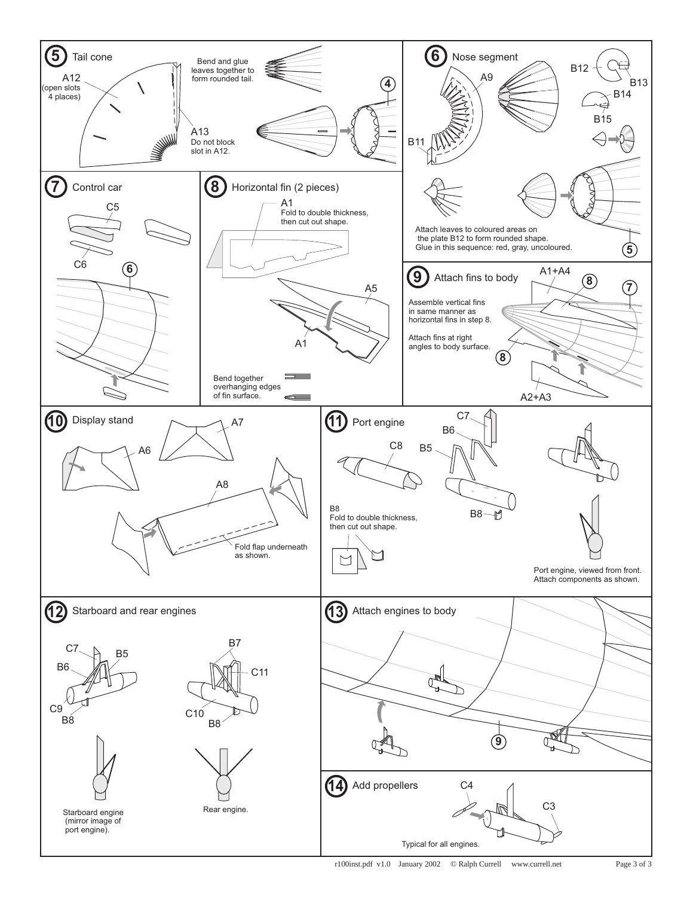## 5 Tail cone

A12 (open slots 4 places)

Bend and glue leaves together to form rounded tail.

A13 Do not block slot in A12.

4

## 6 Nose segment

A9

B11

B12

B13

B14

B15

Attach leaves to coloured areas on the plate B12 to form rounded shape. Glue in this sequence: red, gray, uncoloured.

5

## 7 Control car

C5

C6

6

## 8 Horizontal fin (2 pieces)

A1 Fold to double thickness, then cut out shape.

A5

A1

Bend together overhanging edges of fin surface.

## 9 Attach fins to body

A1+A4

8

7

Assemble vertical fins in same manner as horizontal fins in step 8.

Attach fins at right angles to body surface.

8

A2+A3

## 10 Display stand

A7

A6

A8

Fold flap underneath as shown.

## 11 Port engine

C7

B6

C8

B5

B8

B8 Fold to double thickness, then cut out shape.

Port engine, viewed from front. Attach components as shown.

## 12 Starboard and rear engines

C7

B5

B6

C9

B8

B7

C11

C10

B8

Starboard engine (mirror image of port engine).

Rear engine.

## 13 Attach engines to body

9

## 14 Add propellers

C4

C3

Typical for all engines.

r100inst.pdf v1.0 January 2002 © Ralph Currell www.currell.net